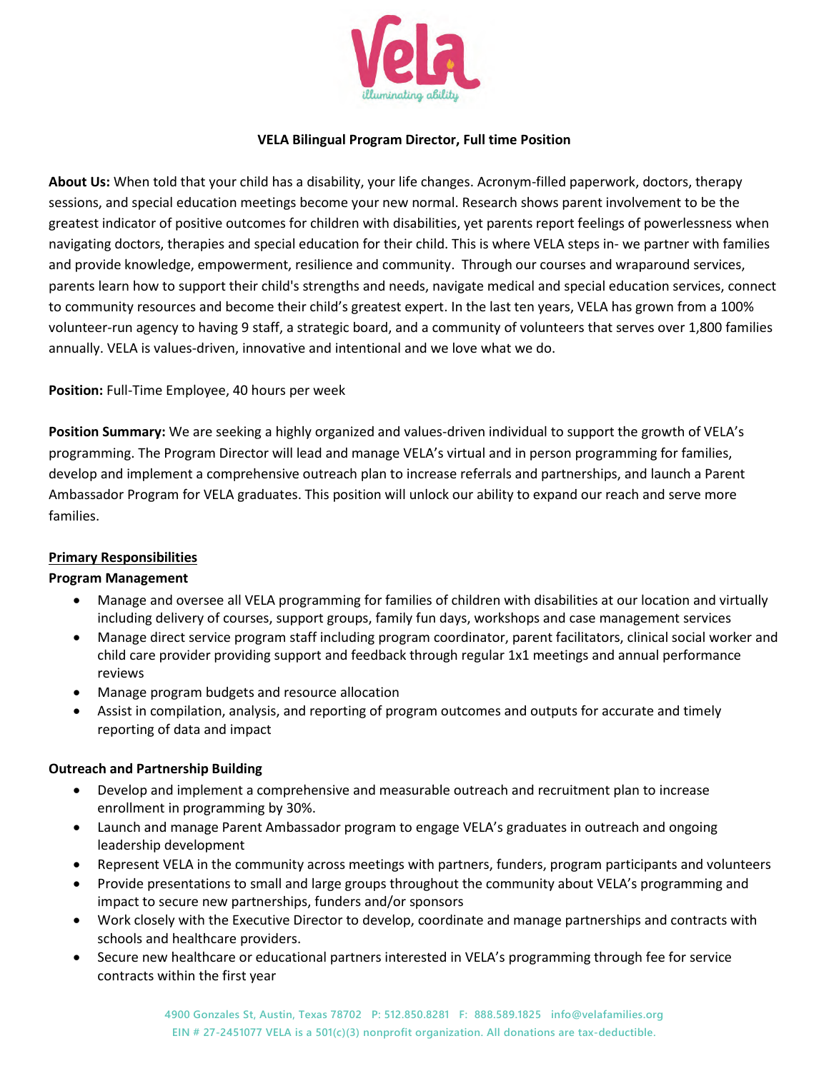**VELA Bilingual Program Director, Full time Position**

**About Us:** When told that your child has a disability, your life changes. Acronym-filled paperwork, doctors, therapy sessions, and special education meetings become your new normal. Research shows parent involvement to be the greatest indicator of positive outcomes for children with disabilities, yet parents report feelings of powerlessness when navigating doctors, therapies and special education for their child. This is where VELA steps in- we partner with families and provide knowledge, empowerment, resilience and community. Through our courses and wraparound services, parents learn how to support their child's strengths and needs, navigate medical and special education services, connect to community resources and become their child's greatest expert. In the last ten years, VELA has grown from a 100% volunteer-run agency to having 9 staff, a strategic board, and a community of volunteers that serves over 1,800 families annually. VELA is values-driven, innovative and intentional and we love what we do.

**Position:** Full-Time Employee, 40 hours per week

**Position Summary:** We are seeking a highly organized and values-driven individual to support the growth of VELA's programming. The Program Director will lead and manage VELA's virtual and in person programming for families, develop and implement a comprehensive outreach plan to increase referrals and partnerships, and launch a Parent Ambassador Program for VELA graduates. This position will unlock our ability to expand our reach and serve more families.

## Primary Responsibilities

### Program Management

- Manage and oversee all VELA programming for families of children with disabilities at our location and virtually including delivery of courses, support groups, family fun days, workshops and case management services
- Manage direct service program staff including program coordinator, parent facilitators, clinical social worker and child care provider providing support and feedback through regular 1x1 meetings and annual performance reviews
- Manage program budgets and resource allocation
- Assist in compilation, analysis, and reporting of program outcomes and outputs for accurate and timely reporting of data and impact

### Outreach and Partnership Building

- Develop and implement a comprehensive and measurable outreach and recruitment plan to increase enrollment in programming by 30%.
- Launch and manage Parent Ambassador program to engage VELA's graduates in outreach and ongoing leadership development
- Represent VELA in the community across meetings with partners, funders, program participants and volunteers
- Provide presentations to small and large groups throughout the community about VELA's programming and impact to secure new partnerships, funders and/or sponsors
- Work closely with the Executive Director to develop, coordinate and manage partnerships and contracts with schools and healthcare providers.
- Secure new healthcare or educational partners interested in VELA's programming through fee for service contracts within the first year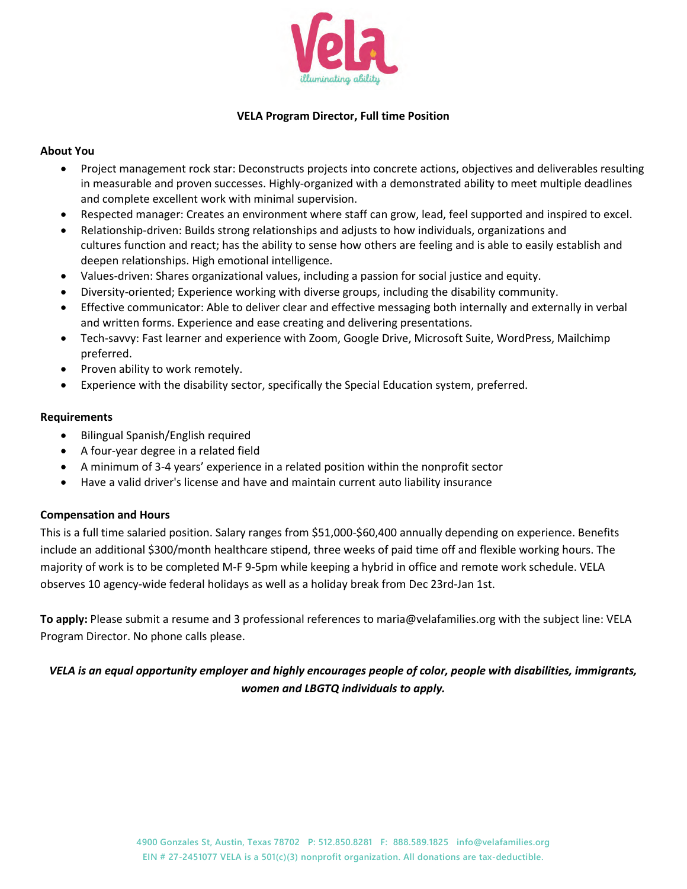**VELA Program Director, Full time Position**

**About You**

- Project management rock star: Deconstructs projects into concrete actions, objectives and deliverables resulting in measurable and proven successes. Highly-organized with a demonstrated ability to meet multiple deadlines and complete excellent work with minimal supervision.
- Respected manager: Creates an environment where staff can grow, lead, feel supported and inspired to excel.
- Relationship-driven: Builds strong relationships and adjusts to how individuals, organizations and cultures function and react; has the ability to sense how others are feeling and is able to easily establish and deepen relationships. High emotional intelligence.
- Values-driven: Shares organizational values, including a passion for social justice and equity.
- Diversity-oriented; Experience working with diverse groups, including the disability community.
- Effective communicator: Able to deliver clear and effective messaging both internally and externally in verbal and written forms. Experience and ease creating and delivering presentations.
- Tech-savvy: Fast learner and experience with Zoom, Google Drive, Microsoft Suite, WordPress, Mailchimp preferred.
- Proven ability to work remotely.
- Experience with the disability sector, specifically the Special Education system, preferred.

**Requirements**

- Bilingual Spanish/English required
- A four-year degree in a related field
- A minimum of 3-4 years' experience in a related position within the nonprofit sector
- Have a valid driver's license and have and maintain current auto liability insurance

**Compensation and Hours**

This is a full time salaried position. Salary ranges from $51,000-$60,400 annually depending on experience. Benefits include an additional $300/month healthcare stipend, three weeks of paid time off and flexible working hours. The majority of work is to be completed M-F 9-5pm while keeping a hybrid in office and remote work schedule. VELA observes 10 agency-wide federal holidays as well as a holiday break from Dec 23rd-Jan 1st.

**To apply:** Please submit a resume and 3 professional references to maria@velafamilies.org with the subject line: VELA Program Director. No phone calls please.

***VELA is an equal opportunity employer and highly encourages people of color, people with disabilities, immigrants, women and LBGTQ individuals to apply.***

4900 Gonzales St, Austin, Texas 78702 P: 512.850.8281 F: 888.589.1825 info@velafamilies.org
EIN # 27-2451077 VELA is a 501(c)(3) nonprofit organization. All donations are tax-deductible.